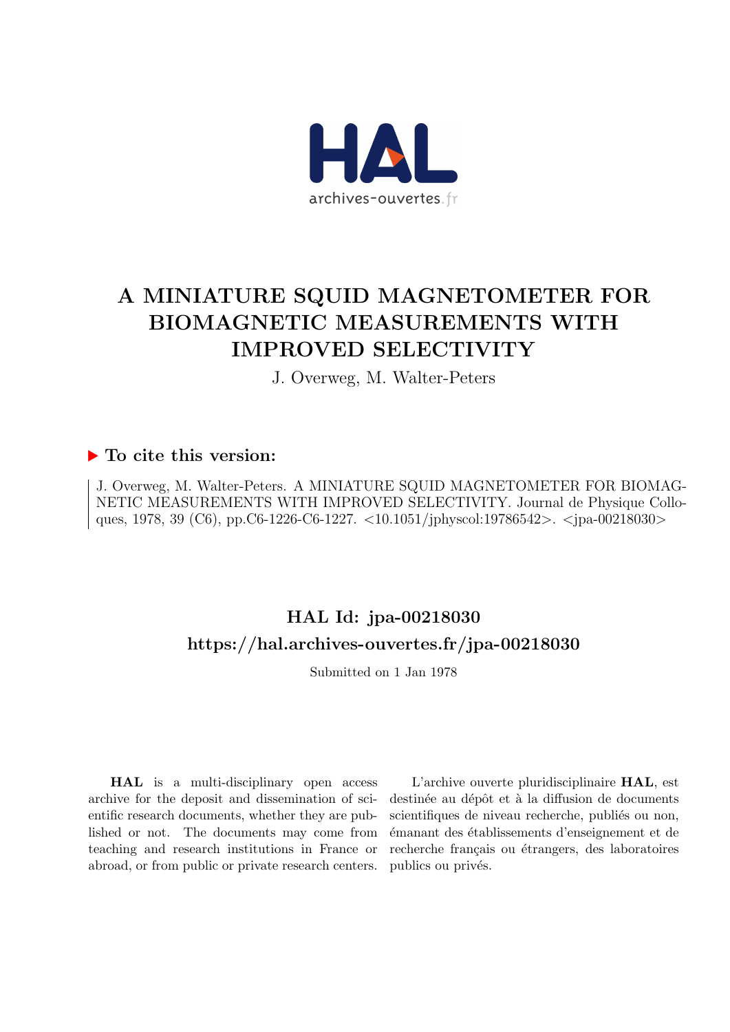# A MINIATURE SQUID MAGNETOMETER FOR BIOMAGNETIC MEASUREMENTS WITH IMPROVED SELECTIVITY

J. Overweg, M. Walter-Peters

## To cite this version:

J. Overweg, M. Walter-Peters. A MINIATURE SQUID MAGNETOMETER FOR BIOMAGNETIC MEASUREMENTS WITH IMPROVED SELECTIVITY. Journal de Physique Colloques, 1978, 39 (C6), pp.C6-1226-C6-1227. <10.1051/jphyscol:19786542>. <jpa-00218030>

## HAL Id: jpa-00218030
## https://hal.archives-ouvertes.fr/jpa-00218030

Submitted on 1 Jan 1978

**HAL** is a multi-disciplinary open access archive for the deposit and dissemination of scientific research documents, whether they are published or not. The documents may come from teaching and research institutions in France or abroad, or from public or private research centers.

L'archive ouverte pluridisciplinaire **HAL**, est destinée au dépôt et à la diffusion de documents scientifiques de niveau recherche, publiés ou non, émanant des établissements d'enseignement et de recherche français ou étrangers, des laboratoires publics ou privés.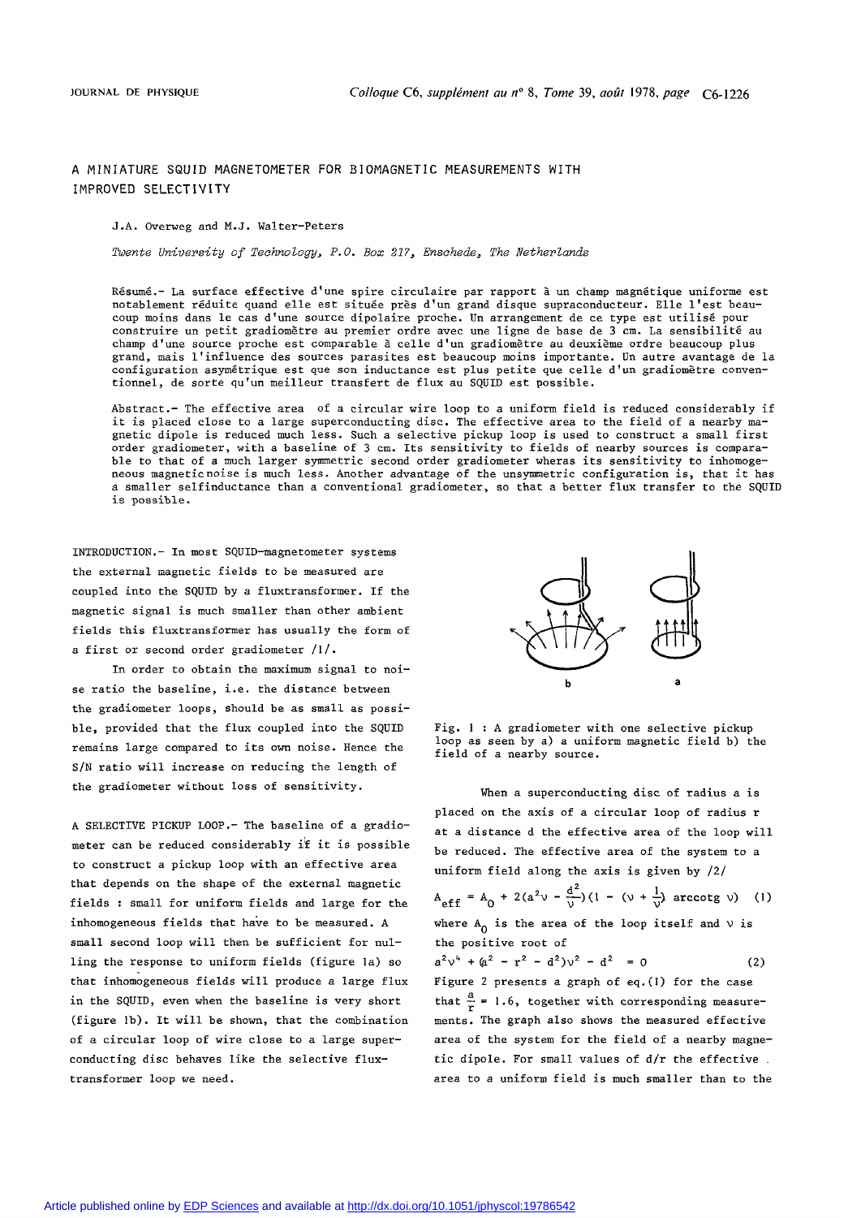# A MINIATURE SQUID MAGNETOMETER FOR BIOMAGNETIC MEASUREMENTS WITH IMPROVED SELECTIVITY

J.A. Overweg and M.J. Walter-Peters

*Twente University of Technology, P.O. Box 217, Enschede, The Netherlands*

Résumé.- La surface effective d'une spire circulaire par rapport à un champ magnétique uniforme est notablement réduite quand elle est située près d'un grand disque supraconducteur. Elle l'est beaucoup moins dans le cas d'une source dipolaire proche. Un arrangement de ce type est utilisé pour construire un petit gradiomètre au premier ordre avec une ligne de base de 3 cm. La sensibilité au champ d'une source proche est comparable à celle d'un gradiomètre au deuxième ordre beaucoup plus grand, mais l'influence des sources parasites est beaucoup moins importante. Un autre avantage de la configuration asymétrique est que son inductance est plus petite que celle d'un gradiomètre conventionnel, de sorte qu'un meilleur transfert de flux au SQUID est possible.

Abstract.- The effective area of a circular wire loop to a uniform field is reduced considerably if it is placed close to a large superconducting disc. The effective area to the field of a nearby magnetic dipole is reduced much less. Such a selective pickup loop is used to construct a small first order gradiometer, with a baseline of 3 cm. Its sensitivity to fields of nearby sources is comparable to that of a much larger symmetric second order gradiometer wheras its sensitivity to inhomogeneous magnetic noise is much less. Another advantage of the unsymmetric configuration is, that it has a smaller selfinductance than a conventional gradiometer, so that a better flux transfer to the SQUID is possible.

INTRODUCTION.- In most SQUID-magnetometer systems the external magnetic fields to be measured are coupled into the SQUID by a fluxtransformer. If the magnetic signal is much smaller than other ambient fields this fluxtransformer has usually the form of a first or second order gradiometer /1/.

In order to obtain the maximum signal to noise ratio the baseline, i.e. the distance between the gradiometer loops, should be as small as possible, provided that the flux coupled into the SQUID remains large compared to its own noise. Hence the S/N ratio will increase on reducing the length of the gradiometer without loss of sensitivity.

A SELECTIVE PICKUP LOOP.- The baseline of a gradiometer can be reduced considerably if it is possible to construct a pickup loop with an effective area that depends on the shape of the external magnetic fields : small for uniform fields and large for the inhomogeneous fields that have to be measured. A small second loop will then be sufficient for nulling the response to uniform fields (figure 1a) so that inhomogeneous fields will produce a large flux in the SQUID, even when the baseline is very short (figure 1b). It will be shown, that the combination of a circular loop of wire close to a large superconducting disc behaves like the selective fluxtransformer loop we need.

Fig. 1 : A gradiometer with one selective pickup loop as seen by a) a uniform magnetic field b) the field of a nearby source.

When a superconducting disc of radius a is placed on the axis of a circular loop of radius r at a distance d the effective area of the loop will be reduced. The effective area of the system to a uniform field along the axis is given by /2/

$$A_{eff} = A_0 + 2(a^2\nu - \frac{d^2}{\nu})(1 - (\nu + \frac{1}{\nu}) \operatorname{arccotg} \nu) \quad (1)$$

where $A_0$ is the area of the loop itself and $\nu$ is the positive root of

$$a^2\nu^4 + (a^2 - r^2 - d^2)\nu^2 - d^2 = 0 \quad (2)$$

Figure 2 presents a graph of eq.(1) for the case that $\frac{a}{r} = 1.6$, together with corresponding measurements. The graph also shows the measured effective area of the system for the field of a nearby magnetic dipole. For small values of d/r the effective area to a uniform field is much smaller than to the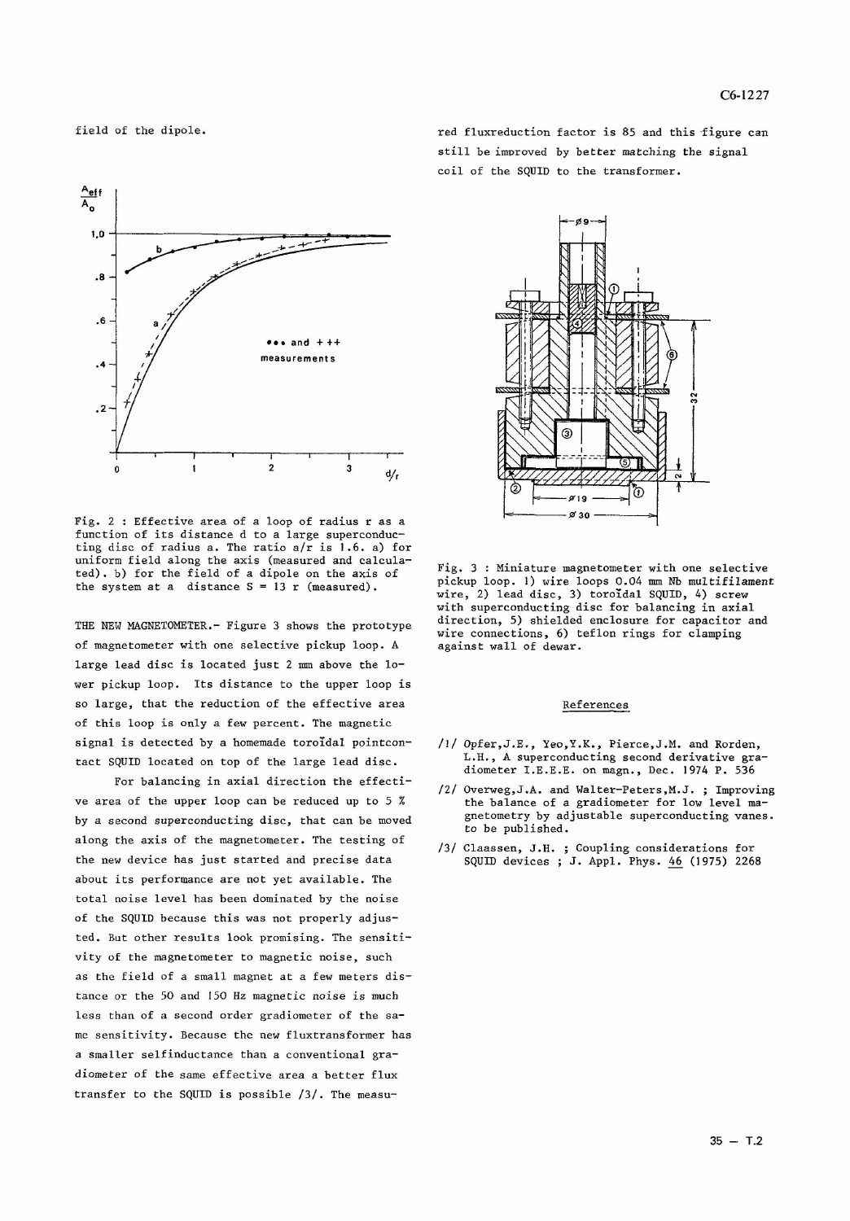field of the dipole.

$\frac{A_{eff}}{A_o}$

1,0

.8

.6

.4

.2

0 1 2 3 d/r

a

b

••• and +++ measurements

Fig. 2 : Effective area of a loop of radius r as a function of its distance d to a large superconducting disc of radius a. The ratio a/r is 1.6. a) for uniform field along the axis (measured and calculated). b) for the field of a dipole on the axis of the system at a distance S = 13 r (measured).

THE NEW MAGNETOMETER.- Figure 3 shows the prototype of magnetometer with one selective pickup loop. A large lead disc is located just 2 mm above the lower pickup loop. Its distance to the upper loop is so large, that the reduction of the effective area of this loop is only a few percent. The magnetic signal is detected by a homemade toroïdal pointcontact SQUID located on top of the large lead disc.

For balancing in axial direction the effective area of the upper loop can be reduced up to 5 % by a second superconducting disc, that can be moved along the axis of the magnetometer. The testing of the new device has just started and precise data about its performance are not yet available. The total noise level has been dominated by the noise of the SQUID because this was not properly adjusted. But other results look promising. The sensitivity of the magnetometer to magnetic noise, such as the field of a small magnet at a few meters distance or the 50 and 150 Hz magnetic noise is much less than of a second order gradiometer of the same sensitivity. Because the new fluxtransformer has a smaller selfinductance than a conventional gradiometer of the same effective area a better flux transfer to the SQUID is possible /3/. The measured fluxreduction factor is 85 and this figure can still be improved by better matching the signal coil of the SQUID to the transformer.

ø9

1

4

6

32

3

5

2

2

1

ø19

ø30

Fig. 3 : Miniature magnetometer with one selective pickup loop. 1) wire loops 0.04 mm Nb multifilament wire, 2) lead disc, 3) toroïdal SQUID, 4) screw with superconducting disc for balancing in axial direction, 5) shielded enclosure for capacitor and wire connections, 6) teflon rings for clamping against wall of dewar.

## References

/1/ Opfer,J.E., Yeo,Y.K., Pierce,J.M. and Rorden, L.H., A superconducting second derivative gradiometer I.E.E.E. on magn., Dec. 1974 P. 536

/2/ Overweg,J.A. and Walter-Peters,M.J. ; Improving the balance of a gradiometer for low level magnetometry by adjustable superconducting vanes. to be published.

/3/ Claassen, J.H. ; Coupling considerations for SQUID devices ; J. Appl. Phys. 46 (1975) 2268